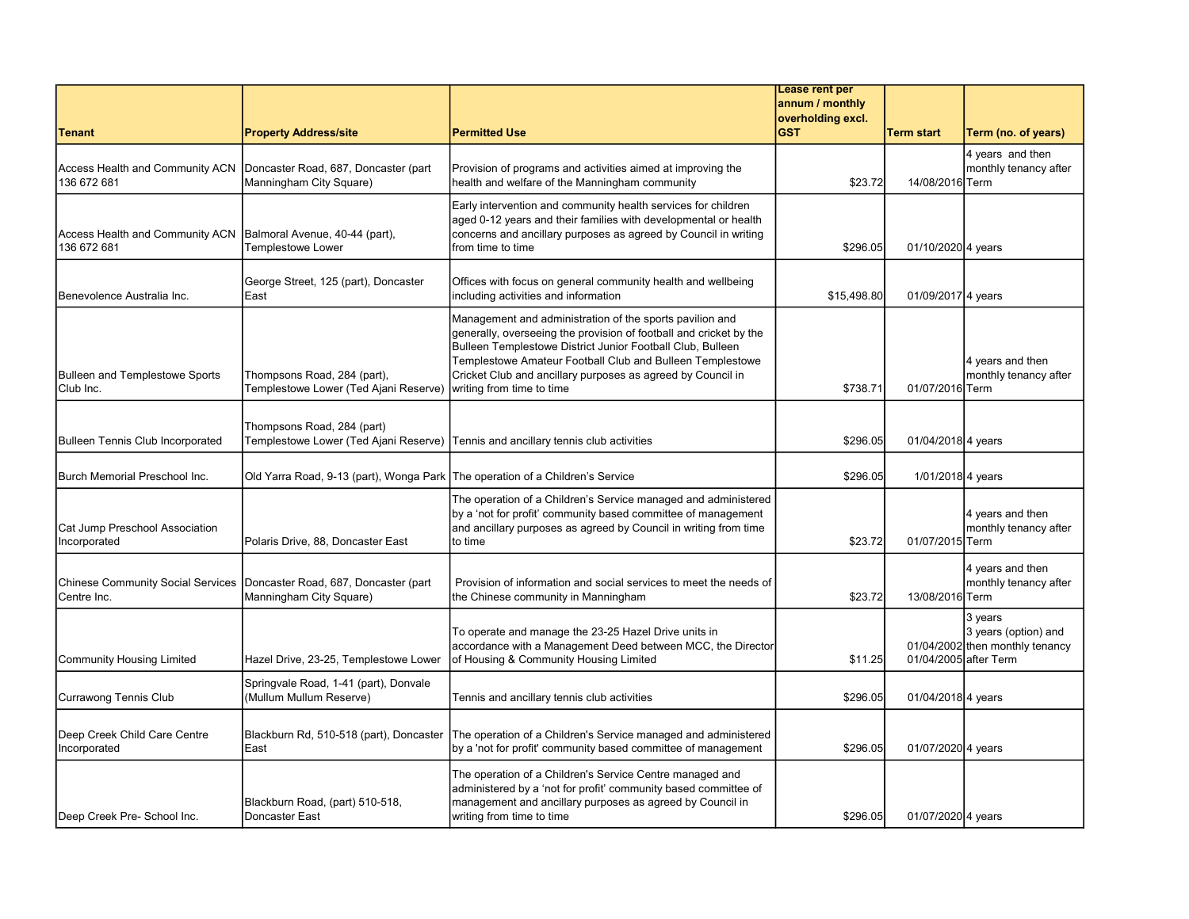| Tenant | Property Address/site | Permitted Use | Lease rent per annum / monthly overholding excl. GST | Term start | Term (no. of years) |
|---|---|---|---|---|---|
| Access Health and Community ACN 136 672 681 | Doncaster Road, 687, Doncaster (part Manningham City Square) | Provision of programs and activities aimed at improving the health and welfare of the Manningham community | $23.72 | 14/08/2016 | 4 years and then monthly tenancy after Term |
| Access Health and Community ACN 136 672 681 | Balmoral Avenue, 40-44 (part), Templestowe Lower | Early intervention and community health services for children aged 0-12 years and their families with developmental or health concerns and ancillary purposes as agreed by Council in writing from time to time | $296.05 | 01/10/2020 | 4 years |
| Benevolence Australia Inc. | George Street, 125 (part), Doncaster East | Offices with focus on general community health and wellbeing including activities and information | $15,498.80 | 01/09/2017 | 4 years |
| Bulleen and Templestowe Sports Club Inc. | Thompsons Road, 284 (part), Templestowe Lower (Ted Ajani Reserve) | Management and administration of the sports pavilion and generally, overseeing the provision of football and cricket by the Bulleen Templestowe District Junior Football Club, Bulleen Templestowe Amateur Football Club and Bulleen Templestowe Cricket Club and ancillary purposes as agreed by Council in writing from time to time | $738.71 | 01/07/2016 | 4 years and then monthly tenancy after Term |
| Bulleen Tennis Club Incorporated | Thompsons Road, 284 (part) Templestowe Lower (Ted Ajani Reserve) | Tennis and ancillary tennis club activities | $296.05 | 01/04/2018 | 4 years |
| Burch Memorial Preschool Inc. | Old Yarra Road, 9-13 (part), Wonga Park | The operation of a Children's Service | $296.05 | 1/01/2018 | 4 years |
| Cat Jump Preschool Association Incorporated | Polaris Drive, 88, Doncaster East | The operation of a Children's Service managed and administered by a 'not for profit' community based committee of management and ancillary purposes as agreed by Council in writing from time to time | $23.72 | 01/07/2015 | 4 years and then monthly tenancy after Term |
| Chinese Community Social Services Centre Inc. | Doncaster Road, 687, Doncaster (part Manningham City Square) | Provision of information and social services to meet the needs of the Chinese community in Manningham | $23.72 | 13/08/2016 | 4 years and then monthly tenancy after Term |
| Community Housing Limited | Hazel Drive, 23-25, Templestowe Lower | To operate and manage the 23-25 Hazel Drive units in accordance with a Management Deed between MCC, the Director of Housing & Community Housing Limited | $11.25 | 01/04/2002 01/04/2005 | 3 years 3 years (option) and then monthly tenancy after Term |
| Currawong Tennis Club | Springvale Road, 1-41 (part), Donvale (Mullum Mullum Reserve) | Tennis and ancillary tennis club activities | $296.05 | 01/04/2018 | 4 years |
| Deep Creek Child Care Centre Incorporated | Blackburn Rd, 510-518 (part), Doncaster East | The operation of a Children's Service managed and administered by a 'not for profit' community based committee of management | $296.05 | 01/07/2020 | 4 years |
| Deep Creek Pre- School Inc. | Blackburn Road, (part) 510-518, Doncaster East | The operation of a Children's Service Centre managed and administered by a 'not for profit' community based committee of management and ancillary purposes as agreed by Council in writing from time to time | $296.05 | 01/07/2020 | 4 years |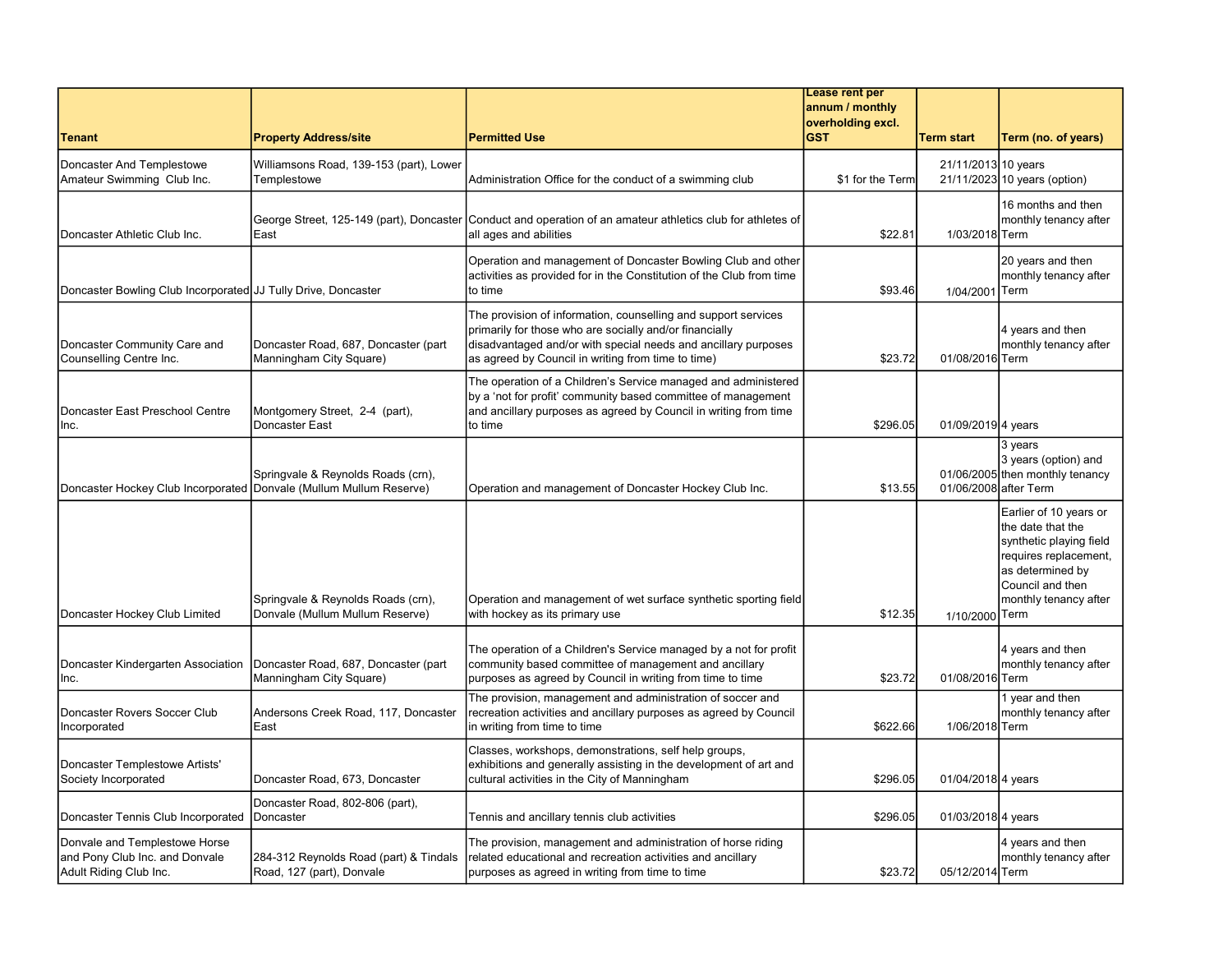| Tenant | Property Address/site | Permitted Use | Lease rent per annum / monthly overholding excl. GST | Term start | Term (no. of years) |
|---|---|---|---|---|---|
| Doncaster And Templestowe Amateur Swimming Club Inc. | Williamsons Road, 139-153 (part), Lower Templestowe | Administration Office for the conduct of a swimming club | $1 for the Term | 21/11/2013<br>21/11/2023 | 10 years<br>10 years (option) |
| Doncaster Athletic Club Inc. | George Street, 125-149 (part), Doncaster East | Conduct and operation of an amateur athletics club for athletes of all ages and abilities | $22.81 | 1/03/2018 | 16 months and then monthly tenancy after Term |
| Doncaster Bowling Club Incorporated | JJ Tully Drive, Doncaster | Operation and management of Doncaster Bowling Club and other activities as provided for in the Constitution of the Club from time to time | $93.46 | 1/04/2001 | 20 years and then monthly tenancy after Term |
| Doncaster Community Care and Counselling Centre Inc. | Doncaster Road, 687, Doncaster (part Manningham City Square) | The provision of information, counselling and support services primarily for those who are socially and/or financially disadvantaged and/or with special needs and ancillary purposes as agreed by Council in writing from time to time) | $23.72 | 01/08/2016 | 4 years and then monthly tenancy after Term |
| Doncaster East Preschool Centre Inc. | Montgomery Street, 2-4 (part), Doncaster East | The operation of a Children's Service managed and administered by a 'not for profit' community based committee of management and ancillary purposes as agreed by Council in writing from time to time | $296.05 | 01/09/2019 | 4 years |
| Doncaster Hockey Club Incorporated | Springvale & Reynolds Roads (crn), Donvale (Mullum Mullum Reserve) | Operation and management of Doncaster Hockey Club Inc. | $13.55 | 01/06/2005<br>01/06/2008 | 3 years<br>3 years (option) and then monthly tenancy after Term |
| Doncaster Hockey Club Limited | Springvale & Reynolds Roads (crn), Donvale (Mullum Mullum Reserve) | Operation and management of wet surface synthetic sporting field with hockey as its primary use | $12.35 | 1/10/2000 | Earlier of 10 years or the date that the synthetic playing field requires replacement, as determined by Council and then monthly tenancy after Term |
| Doncaster Kindergarten Association Inc. | Doncaster Road, 687, Doncaster (part Manningham City Square) | The operation of a Children's Service managed by a not for profit community based committee of management and ancillary purposes as agreed by Council in writing from time to time | $23.72 | 01/08/2016 | 4 years and then monthly tenancy after Term |
| Doncaster Rovers Soccer Club Incorporated | Andersons Creek Road, 117, Doncaster East | The provision, management and administration of soccer and recreation activities and ancillary purposes as agreed by Council in writing from time to time | $622.66 | 1/06/2018 | 1 year and then monthly tenancy after Term |
| Doncaster Templestowe Artists' Society Incorporated | Doncaster Road, 673, Doncaster | Classes, workshops, demonstrations, self help groups, exhibitions and generally assisting in the development of art and cultural activities in the City of Manningham | $296.05 | 01/04/2018 | 4 years |
| Doncaster Tennis Club Incorporated | Doncaster Road, 802-806 (part), Doncaster | Tennis and ancillary tennis club activities | $296.05 | 01/03/2018 | 4 years |
| Donvale and Templestowe Horse and Pony Club Inc. and Donvale Adult Riding Club Inc. | 284-312 Reynolds Road (part) & Tindals Road, 127 (part), Donvale | The provision, management and administration of horse riding related educational and recreation activities and ancillary purposes as agreed in writing from time to time | $23.72 | 05/12/2014 | 4 years and then monthly tenancy after Term |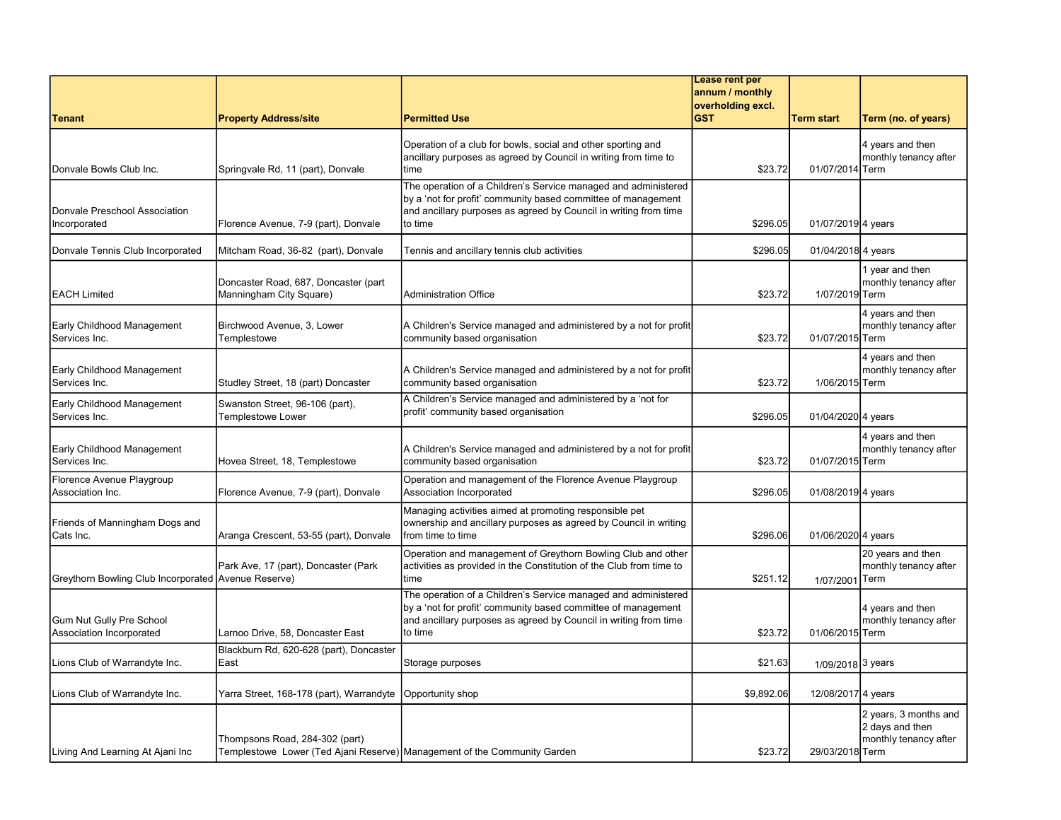| Tenant | Property Address/site | Permitted Use | Lease rent per annum / monthly overholding excl. GST | Term start | Term (no. of years) |
|---|---|---|---|---|---|
| Donvale Bowls Club Inc. | Springvale Rd, 11 (part), Donvale | Operation of a club for bowls, social and other sporting and ancillary purposes as agreed by Council in writing from time to time | $23.72 | 01/07/2014 | 4 years and then monthly tenancy after Term |
| Donvale Preschool Association Incorporated | Florence Avenue, 7-9 (part), Donvale | The operation of a Children's Service managed and administered by a 'not for profit' community based committee of management and ancillary purposes as agreed by Council in writing from time to time | $296.05 | 01/07/2019 | 4 years |
| Donvale Tennis Club Incorporated | Mitcham Road, 36-82 (part), Donvale | Tennis and ancillary tennis club activities | $296.05 | 01/04/2018 | 4 years |
| EACH Limited | Doncaster Road, 687, Doncaster (part Manningham City Square) | Administration Office | $23.72 | 1/07/2019 | 1 year and then monthly tenancy after Term |
| Early Childhood Management Services Inc. | Birchwood Avenue, 3, Lower Templestowe | A Children's Service managed and administered by a not for profit community based organisation | $23.72 | 01/07/2015 | 4 years and then monthly tenancy after Term |
| Early Childhood Management Services Inc. | Studley Street, 18 (part) Doncaster | A Children's Service managed and administered by a not for profit community based organisation | $23.72 | 1/06/2015 | 4 years and then monthly tenancy after Term |
| Early Childhood Management Services Inc. | Swanston Street, 96-106 (part), Templestowe Lower | A Children's Service managed and administered by a 'not for profit' community based organisation | $296.05 | 01/04/2020 | 4 years |
| Early Childhood Management Services Inc. | Hovea Street, 18, Templestowe | A Children's Service managed and administered by a not for profit community based organisation | $23.72 | 01/07/2015 | 4 years and then monthly tenancy after Term |
| Florence Avenue Playgroup Association Inc. | Florence Avenue, 7-9 (part), Donvale | Operation and management of the Florence Avenue Playgroup Association Incorporated | $296.05 | 01/08/2019 | 4 years |
| Friends of Manningham Dogs and Cats Inc. | Aranga Crescent, 53-55 (part), Donvale | Managing activities aimed at promoting responsible pet ownership and ancillary purposes as agreed by Council in writing from time to time | $296.06 | 01/06/2020 | 4 years |
| Greythorn Bowling Club Incorporated | Park Ave, 17 (part), Doncaster (Park Avenue Reserve) | Operation and management of Greythorn Bowling Club and other activities as provided in the Constitution of the Club from time to time | $251.12 | 1/07/2001 | 20 years and then monthly tenancy after Term |
| Gum Nut Gully Pre School Association Incorporated | Larnoo Drive, 58, Doncaster East | The operation of a Children's Service managed and administered by a 'not for profit' community based committee of management and ancillary purposes as agreed by Council in writing from time to time | $23.72 | 01/06/2015 | 4 years and then monthly tenancy after Term |
| Lions Club of Warrandyte Inc. | Blackburn Rd, 620-628 (part), Doncaster East | Storage purposes | $21.63 | 1/09/2018 | 3 years |
| Lions Club of Warrandyte Inc. | Yarra Street, 168-178 (part), Warrandyte | Opportunity shop | $9,892.06 | 12/08/2017 | 4 years |
| Living And Learning At Ajani Inc | Thompsons Road, 284-302 (part) Templestowe Lower (Ted Ajani Reserve) | Management of the Community Garden | $23.72 | 29/03/2018 | 2 years, 3 months and 2 days and then monthly tenancy after Term |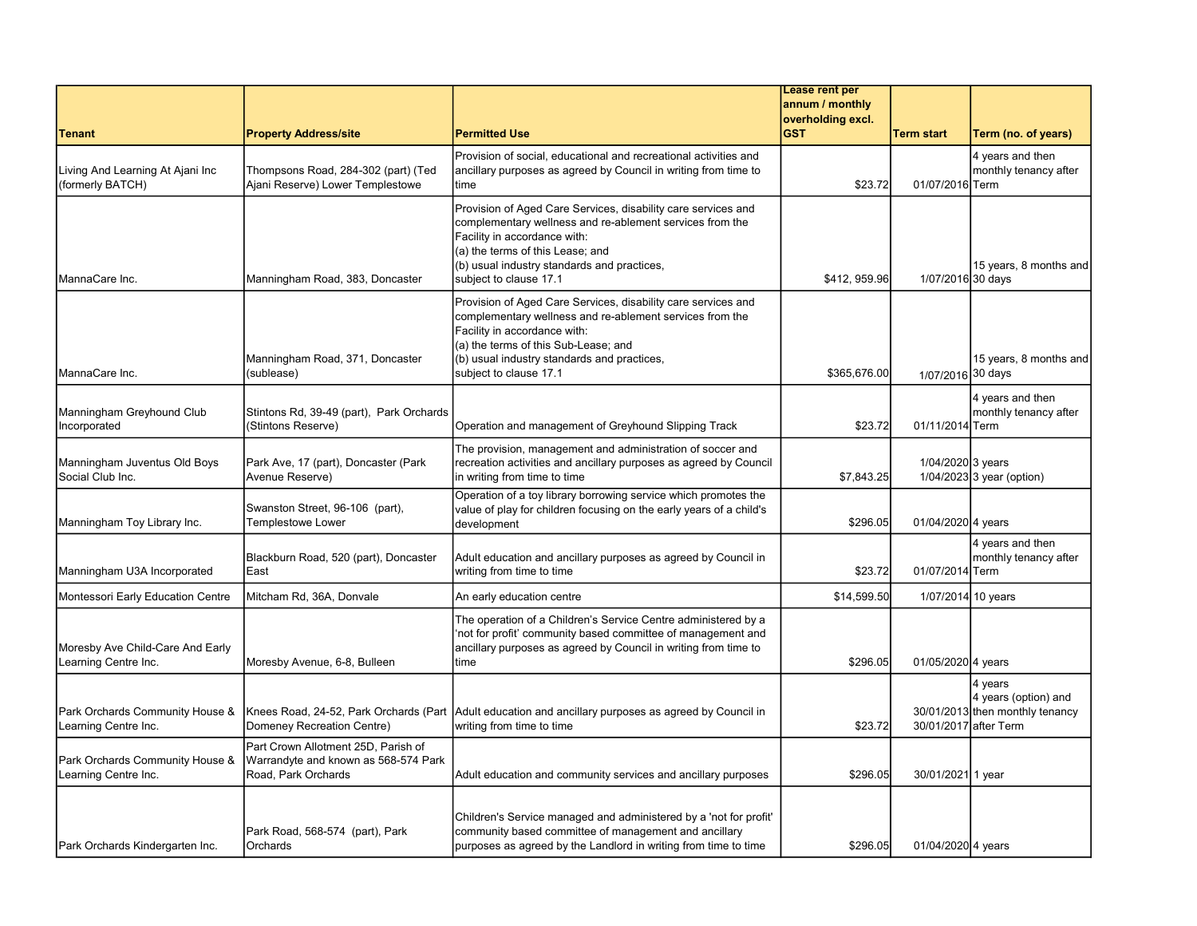| Tenant | Property Address/site | Permitted Use | Lease rent per annum / monthly overholding excl. GST | Term start | Term (no. of years) |
|---|---|---|---|---|---|
| Living And Learning At Ajani Inc (formerly BATCH) | Thompsons Road, 284-302 (part) (Ted Ajani Reserve) Lower Templestowe | Provision of social, educational and recreational activities and ancillary purposes as agreed by Council in writing from time to time | $23.72 | 01/07/2016 | 4 years and then monthly tenancy after Term |
| MannaCare Inc. | Manningham Road, 383, Doncaster | Provision of Aged Care Services, disability care services and complementary wellness and re-ablement services from the Facility in accordance with:<br>(a) the terms of this Lease; and<br>(b) usual industry standards and practices,<br>subject to clause 17.1 | $412, 959.96 | 1/07/2016 | 15 years, 8 months and 30 days |
| MannaCare Inc. | Manningham Road, 371, Doncaster (sublease) | Provision of Aged Care Services, disability care services and complementary wellness and re-ablement services from the Facility in accordance with:<br>(a) the terms of this Sub-Lease; and<br>(b) usual industry standards and practices,<br>subject to clause 17.1 | $365,676.00 | 1/07/2016 | 15 years, 8 months and 30 days |
| Manningham Greyhound Club Incorporated | Stintons Rd, 39-49 (part), Park Orchards (Stintons Reserve) | Operation and management of Greyhound Slipping Track | $23.72 | 01/11/2014 | 4 years and then monthly tenancy after Term |
| Manningham Juventus Old Boys Social Club Inc. | Park Ave, 17 (part), Doncaster (Park Avenue Reserve) | The provision, management and administration of soccer and recreation activities and ancillary purposes as agreed by Council in writing from time to time | $7,843.25 | 1/04/2020<br>1/04/2023 | 3 years<br>3 year (option) |
| Manningham Toy Library Inc. | Swanston Street, 96-106 (part), Templestowe Lower | Operation of a toy library borrowing service which promotes the value of play for children focusing on the early years of a child's development | $296.05 | 01/04/2020 | 4 years |
| Manningham U3A Incorporated | Blackburn Road, 520 (part), Doncaster East | Adult education and ancillary purposes as agreed by Council in writing from time to time | $23.72 | 01/07/2014 | 4 years and then monthly tenancy after Term |
| Montessori Early Education Centre | Mitcham Rd, 36A, Donvale | An early education centre | $14,599.50 | 1/07/2014 | 10 years |
| Moresby Ave Child-Care And Early Learning Centre Inc. | Moresby Avenue, 6-8, Bulleen | The operation of a Children's Service Centre administered by a 'not for profit' community based committee of management and ancillary purposes as agreed by Council in writing from time to time | $296.05 | 01/05/2020 | 4 years |
| Park Orchards Community House & Learning Centre Inc. | Knees Road, 24-52, Park Orchards (Part Domeney Recreation Centre) | Adult education and ancillary purposes as agreed by Council in writing from time to time | $23.72 | 30/01/2013<br>30/01/2017 | 4 years<br>4 years (option) and then monthly tenancy after Term |
| Park Orchards Community House & Learning Centre Inc. | Part Crown Allotment 25D, Parish of Warrandyte and known as 568-574 Park Road, Park Orchards | Adult education and community services and ancillary purposes | $296.05 | 30/01/2021 | 1 year |
| Park Orchards Kindergarten Inc. | Park Road, 568-574 (part), Park Orchards | Children's Service managed and administered by a 'not for profit' community based committee of management and ancillary purposes as agreed by the Landlord in writing from time to time | $296.05 | 01/04/2020 | 4 years |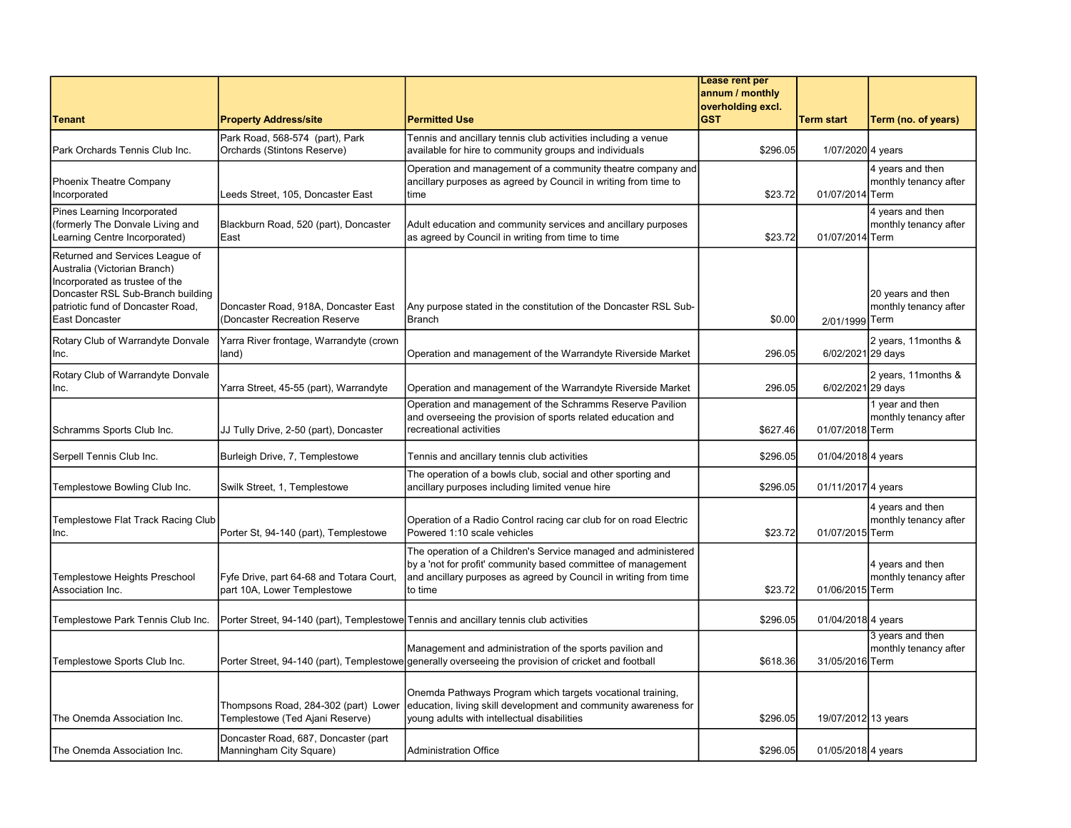| Tenant | Property Address/site | Permitted Use | Lease rent per annum / monthly overholding excl. GST | Term start | Term (no. of years) |
|---|---|---|---|---|---|
| Park Orchards Tennis Club Inc. | Park Road, 568-574 (part), Park Orchards (Stintons Reserve) | Tennis and ancillary tennis club activities including a venue available for hire to community groups and individuals | $296.05 | 1/07/2020 | 4 years |
| Phoenix Theatre Company Incorporated | Leeds Street, 105, Doncaster East | Operation and management of a community theatre company and ancillary purposes as agreed by Council in writing from time to time | $23.72 | 01/07/2014 | 4 years and then monthly tenancy after Term |
| Pines Learning Incorporated (formerly The Donvale Living and Learning Centre Incorporated) | Blackburn Road, 520 (part), Doncaster East | Adult education and community services and ancillary purposes as agreed by Council in writing from time to time | $23.72 | 01/07/2014 | 4 years and then monthly tenancy after Term |
| Returned and Services League of Australia (Victorian Branch) Incorporated as trustee of the Doncaster RSL Sub-Branch building patriotic fund of Doncaster Road, East Doncaster | Doncaster Road, 918A, Doncaster East (Doncaster Recreation Reserve | Any purpose stated in the constitution of the Doncaster RSL Sub-Branch | $0.00 | 2/01/1999 | 20 years and then monthly tenancy after Term |
| Rotary Club of Warrandyte Donvale Inc. | Yarra River frontage, Warrandyte (crown land) | Operation and management of the Warrandyte Riverside Market | 296.05 | 6/02/2021 | 2 years, 11months & 29 days |
| Rotary Club of Warrandyte Donvale Inc. | Yarra Street, 45-55 (part), Warrandyte | Operation and management of the Warrandyte Riverside Market | 296.05 | 6/02/2021 | 2 years, 11months & 29 days |
| Schramms Sports Club Inc. | JJ Tully Drive, 2-50 (part), Doncaster | Operation and management of the Schramms Reserve Pavilion and overseeing the provision of sports related education and recreational activities | $627.46 | 01/07/2018 | 1 year and then monthly tenancy after Term |
| Serpell Tennis Club Inc. | Burleigh Drive, 7, Templestowe | Tennis and ancillary tennis club activities | $296.05 | 01/04/2018 | 4 years |
| Templestowe Bowling Club Inc. | Swilk Street, 1, Templestowe | The operation of a bowls club, social and other sporting and ancillary purposes including limited venue hire | $296.05 | 01/11/2017 | 4 years |
| Templestowe Flat Track Racing Club Inc. | Porter St, 94-140 (part), Templestowe | Operation of a Radio Control racing car club for on road Electric Powered 1:10 scale vehicles | $23.72 | 01/07/2015 | 4 years and then monthly tenancy after Term |
| Templestowe Heights Preschool Association Inc. | Fyfe Drive, part 64-68 and Totara Court, part 10A, Lower Templestowe | The operation of a Children's Service managed and administered by a 'not for profit' community based committee of management and ancillary purposes as agreed by Council in writing from time to time | $23.72 | 01/06/2015 | 4 years and then monthly tenancy after Term |
| Templestowe Park Tennis Club Inc. | Porter Street, 94-140 (part), Templestowe | Tennis and ancillary tennis club activities | $296.05 | 01/04/2018 | 4 years |
| Templestowe Sports Club Inc. | Porter Street, 94-140 (part), Templestowe | Management and administration of the sports pavilion and generally overseeing the provision of cricket and football | $618.36 | 31/05/2016 | 3 years and then monthly tenancy after Term |
| The Onemda Association Inc. | Thompsons Road, 284-302 (part) Lower Templestowe (Ted Ajani Reserve) | Onemda Pathways Program which targets vocational training, education, living skill development and community awareness for young adults with intellectual disabilities | $296.05 | 19/07/2012 | 13 years |
| The Onemda Association Inc. | Doncaster Road, 687, Doncaster (part Manningham City Square) | Administration Office | $296.05 | 01/05/2018 | 4 years |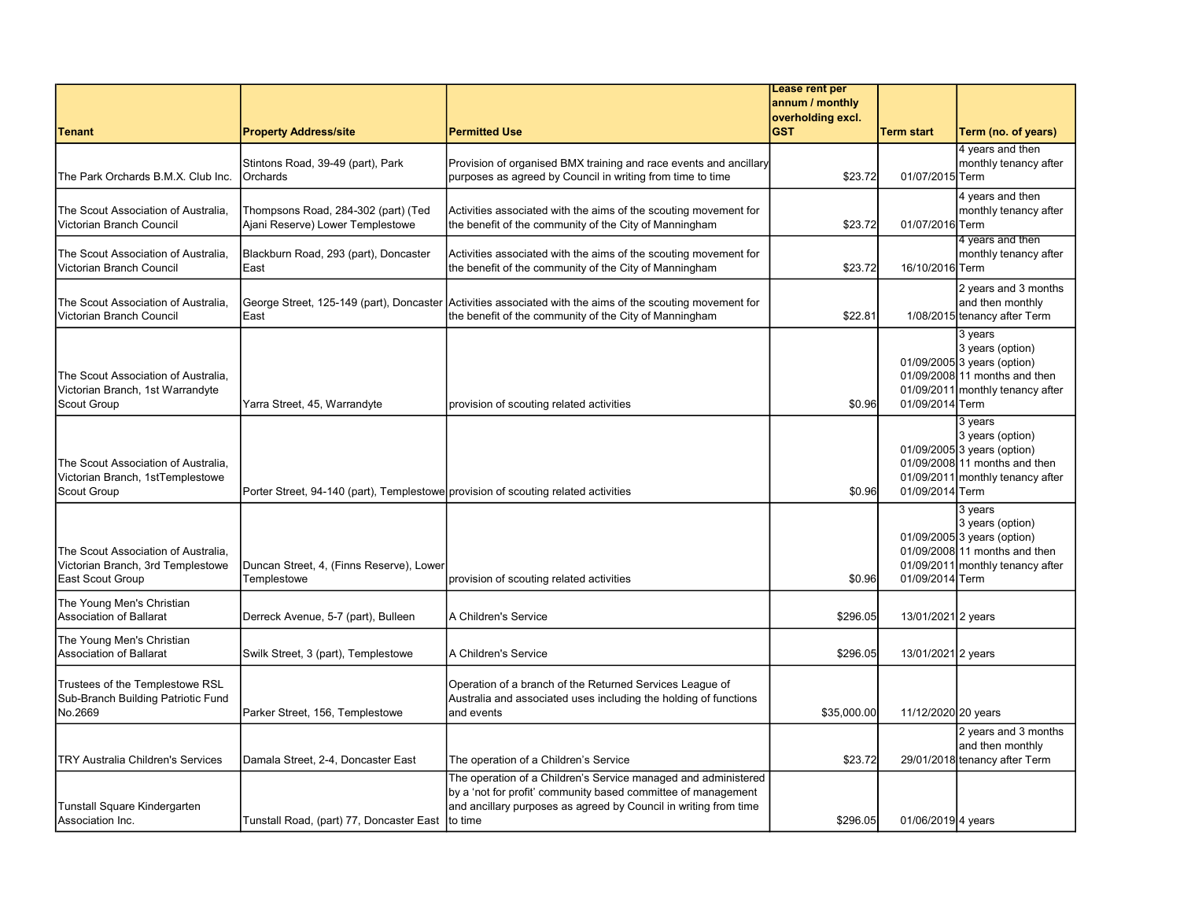| Tenant | Property Address/site | Permitted Use | Lease rent per annum / monthly overholding excl. GST | Term start | Term (no. of years) |
|---|---|---|---|---|---|
| The Park Orchards B.M.X. Club Inc. | Stintons Road, 39-49 (part), Park Orchards | Provision of organised BMX training and race events and ancillary purposes as agreed by Council in writing from time to time | $23.72 | 01/07/2015 | 4 years and then monthly tenancy after Term |
| The Scout Association of Australia, Victorian Branch Council | Thompsons Road, 284-302 (part) (Ted Ajani Reserve) Lower Templestowe | Activities associated with the aims of the scouting movement for the benefit of the community of the City of Manningham | $23.72 | 01/07/2016 | 4 years and then monthly tenancy after Term |
| The Scout Association of Australia, Victorian Branch Council | Blackburn Road, 293 (part), Doncaster East | Activities associated with the aims of the scouting movement for the benefit of the community of the City of Manningham | $23.72 | 16/10/2016 | 4 years and then monthly tenancy after Term |
| The Scout Association of Australia, Victorian Branch Council | George Street, 125-149 (part), Doncaster East | Activities associated with the aims of the scouting movement for the benefit of the community of the City of Manningham | $22.81 | 1/08/2015 | 2 years and 3 months and then monthly tenancy after Term |
| The Scout Association of Australia, Victorian Branch, 1st Warrandyte Scout Group | Yarra Street, 45, Warrandyte | provision of scouting related activities | $0.96 | 01/09/2005<br>01/09/2008<br>01/09/2011<br>01/09/2014 | 3 years<br>3 years (option)<br>3 years (option)<br>11 months and then monthly tenancy after Term |
| The Scout Association of Australia, Victorian Branch, 1stTemplestowe Scout Group | Porter Street, 94-140 (part), Templestowe | provision of scouting related activities | $0.96 | 01/09/2005<br>01/09/2008<br>01/09/2011<br>01/09/2014 | 3 years<br>3 years (option)<br>3 years (option)<br>11 months and then monthly tenancy after Term |
| The Scout Association of Australia, Victorian Branch, 3rd Templestowe East Scout Group | Duncan Street, 4, (Finns Reserve), Lower Templestowe | provision of scouting related activities | $0.96 | 01/09/2005<br>01/09/2008<br>01/09/2011<br>01/09/2014 | 3 years<br>3 years (option)<br>3 years (option)<br>11 months and then monthly tenancy after Term |
| The Young Men's Christian Association of Ballarat | Derreck Avenue, 5-7 (part), Bulleen | A Children's Service | $296.05 | 13/01/2021 | 2 years |
| The Young Men's Christian Association of Ballarat | Swilk Street, 3 (part), Templestowe | A Children's Service | $296.05 | 13/01/2021 | 2 years |
| Trustees of the Templestowe RSL Sub-Branch Building Patriotic Fund No.2669 | Parker Street, 156, Templestowe | Operation of a branch of the Returned Services League of Australia and associated uses including the holding of functions and events | $35,000.00 | 11/12/2020 | 20 years |
| TRY Australia Children's Services | Damala Street, 2-4, Doncaster East | The operation of a Children's Service | $23.72 | 29/01/2018 | 2 years and 3 months and then monthly tenancy after Term |
| Tunstall Square Kindergarten Association Inc. | Tunstall Road, (part) 77, Doncaster East | The operation of a Children's Service managed and administered by a 'not for profit' community based committee of management and ancillary purposes as agreed by Council in writing from time to time | $296.05 | 01/06/2019 | 4 years |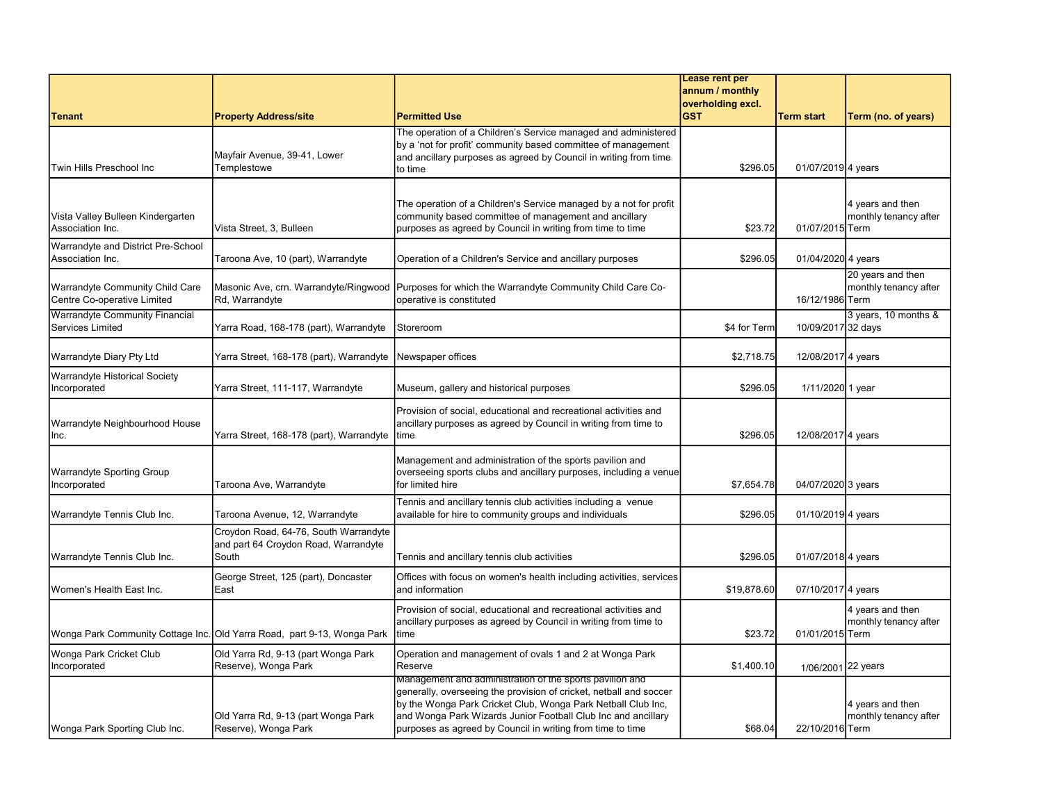| Tenant | Property Address/site | Permitted Use | Lease rent per annum / monthly overholding excl. GST | Term start | Term (no. of years) |
|---|---|---|---|---|---|
| Twin Hills Preschool Inc | Mayfair Avenue, 39-41, Lower Templestowe | The operation of a Children's Service managed and administered by a 'not for profit' community based committee of management and ancillary purposes as agreed by Council in writing from time to time | $296.05 | 01/07/2019 | 4 years |
| Vista Valley Bulleen Kindergarten Association Inc. | Vista Street, 3, Bulleen | The operation of a Children's Service managed by a not for profit community based committee of management and ancillary purposes as agreed by Council in writing from time to time | $23.72 | 01/07/2015 | 4 years and then monthly tenancy after Term |
| Warrandyte and District Pre-School Association Inc. | Taroona Ave, 10 (part), Warrandyte | Operation of a Children's Service and ancillary purposes | $296.05 | 01/04/2020 | 4 years |
| Warrandyte Community Child Care Centre Co-operative Limited | Masonic Ave, crn. Warrandyte/Ringwood Rd, Warrandyte | Purposes for which the Warrandyte Community Child Care Co-operative is constituted | | 16/12/1986 | 20 years and then monthly tenancy after Term |
| Warrandyte Community Financial Services Limited | Yarra Road, 168-178 (part), Warrandyte | Storeroom | $4 for Term | 10/09/2017 | 3 years, 10 months & 32 days |
| Warrandyte Diary Pty Ltd | Yarra Street, 168-178 (part), Warrandyte | Newspaper offices | $2,718.75 | 12/08/2017 | 4 years |
| Warrandyte Historical Society Incorporated | Yarra Street, 111-117, Warrandyte | Museum, gallery and historical purposes | $296.05 | 1/11/2020 | 1 year |
| Warrandyte Neighbourhood House Inc. | Yarra Street, 168-178 (part), Warrandyte | Provision of social, educational and recreational activities and ancillary purposes as agreed by Council in writing from time to time | $296.05 | 12/08/2017 | 4 years |
| Warrandyte Sporting Group Incorporated | Taroona Ave, Warrandyte | Management and administration of the sports pavilion and overseeing sports clubs and ancillary purposes, including a venue for limited hire | $7,654.78 | 04/07/2020 | 3 years |
| Warrandyte Tennis Club Inc. | Taroona Avenue, 12, Warrandyte | Tennis and ancillary tennis club activities including a venue available for hire to community groups and individuals | $296.05 | 01/10/2019 | 4 years |
| Warrandyte Tennis Club Inc. | Croydon Road, 64-76, South Warrandyte and part 64 Croydon Road, Warrandyte South | Tennis and ancillary tennis club activities | $296.05 | 01/07/2018 | 4 years |
| Women's Health East Inc. | George Street, 125 (part), Doncaster East | Offices with focus on women's health including activities, services and information | $19,878.60 | 07/10/2017 | 4 years |
| Wonga Park Community Cottage Inc. | Old Yarra Road, part 9-13, Wonga Park | Provision of social, educational and recreational activities and ancillary purposes as agreed by Council in writing from time to time | $23.72 | 01/01/2015 | 4 years and then monthly tenancy after Term |
| Wonga Park Cricket Club Incorporated | Old Yarra Rd, 9-13 (part Wonga Park Reserve), Wonga Park | Operation and management of ovals 1 and 2 at Wonga Park Reserve | $1,400.10 | 1/06/2001 | 22 years |
| Wonga Park Sporting Club Inc. | Old Yarra Rd, 9-13 (part Wonga Park Reserve), Wonga Park | Management and administration of the sports pavilion and generally, overseeing the provision of cricket, netball and soccer by the Wonga Park Cricket Club, Wonga Park Netball Club Inc, and Wonga Park Wizards Junior Football Club Inc and ancillary purposes as agreed by Council in writing from time to time | $68.04 | 22/10/2016 | 4 years and then monthly tenancy after Term |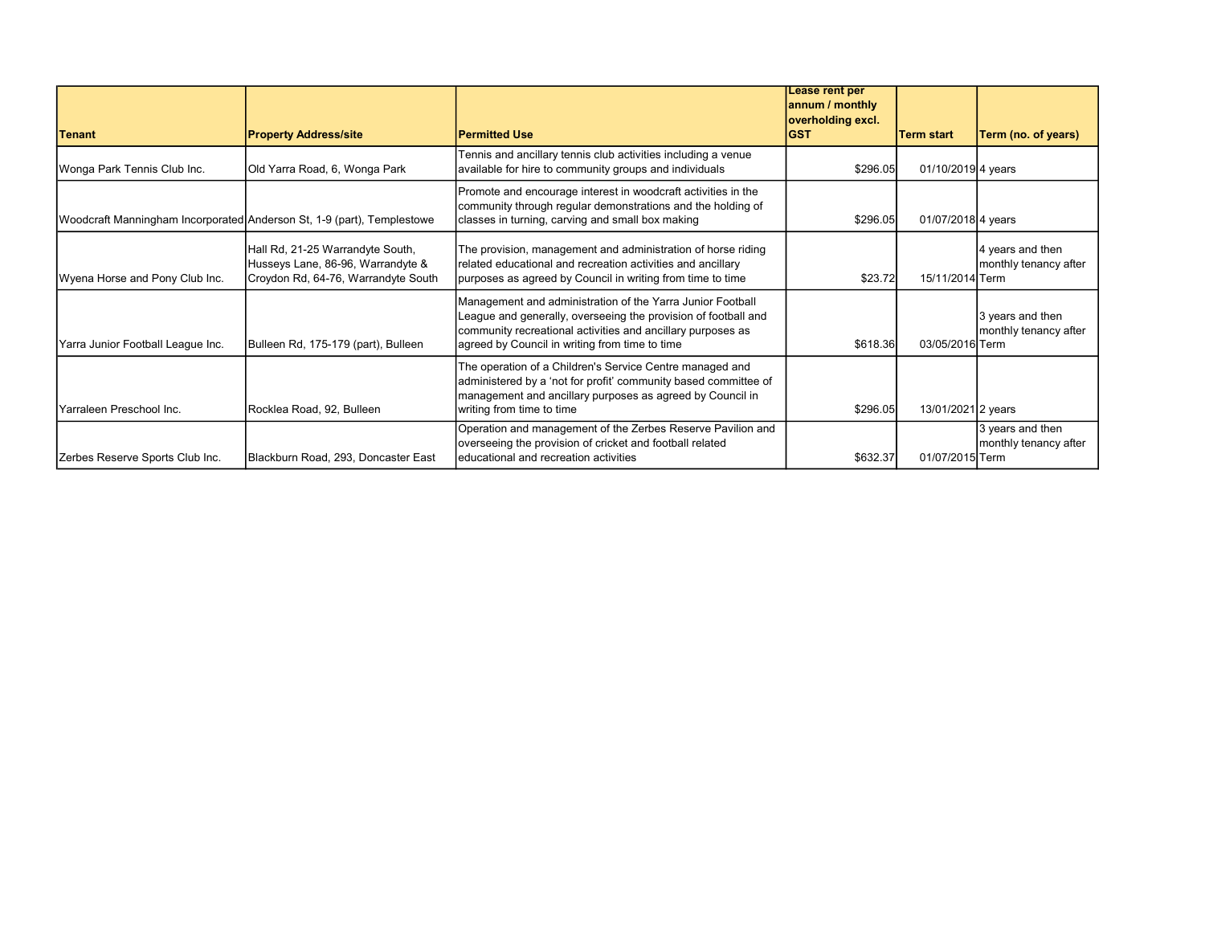| Tenant | Property Address/site | Permitted Use | Lease rent per annum / monthly overholding excl. GST | Term start | Term (no. of years) |
|---|---|---|---|---|---|
| Wonga Park Tennis Club Inc. | Old Yarra Road, 6, Wonga Park | Tennis and ancillary tennis club activities including a venue available for hire to community groups and individuals | $296.05 | 01/10/2019 | 4 years |
| Woodcraft Manningham Incorporated | Anderson St, 1-9 (part), Templestowe | Promote and encourage interest in woodcraft activities in the community through regular demonstrations and the holding of classes in turning, carving and small box making | $296.05 | 01/07/2018 | 4 years |
| Wyena Horse and Pony Club Inc. | Hall Rd, 21-25 Warrandyte South, Husseys Lane, 86-96, Warrandyte & Croydon Rd, 64-76, Warrandyte South | The provision, management and administration of horse riding related educational and recreation activities and ancillary purposes as agreed by Council in writing from time to time | $23.72 | 15/11/2014 | 4 years and then monthly tenancy after Term |
| Yarra Junior Football League Inc. | Bulleen Rd, 175-179 (part), Bulleen | Management and administration of the Yarra Junior Football League and generally, overseeing the provision of football and community recreational activities and ancillary purposes as agreed by Council in writing from time to time | $618.36 | 03/05/2016 | 3 years and then monthly tenancy after Term |
| Yarraleen Preschool Inc. | Rocklea Road, 92, Bulleen | The operation of a Children's Service Centre managed and administered by a 'not for profit' community based committee of management and ancillary purposes as agreed by Council in writing from time to time | $296.05 | 13/01/2021 | 2 years |
| Zerbes Reserve Sports Club Inc. | Blackburn Road, 293, Doncaster East | Operation and management of the Zerbes Reserve Pavilion and overseeing the provision of cricket and football related educational and recreation activities | $632.37 | 01/07/2015 | 3 years and then monthly tenancy after Term |